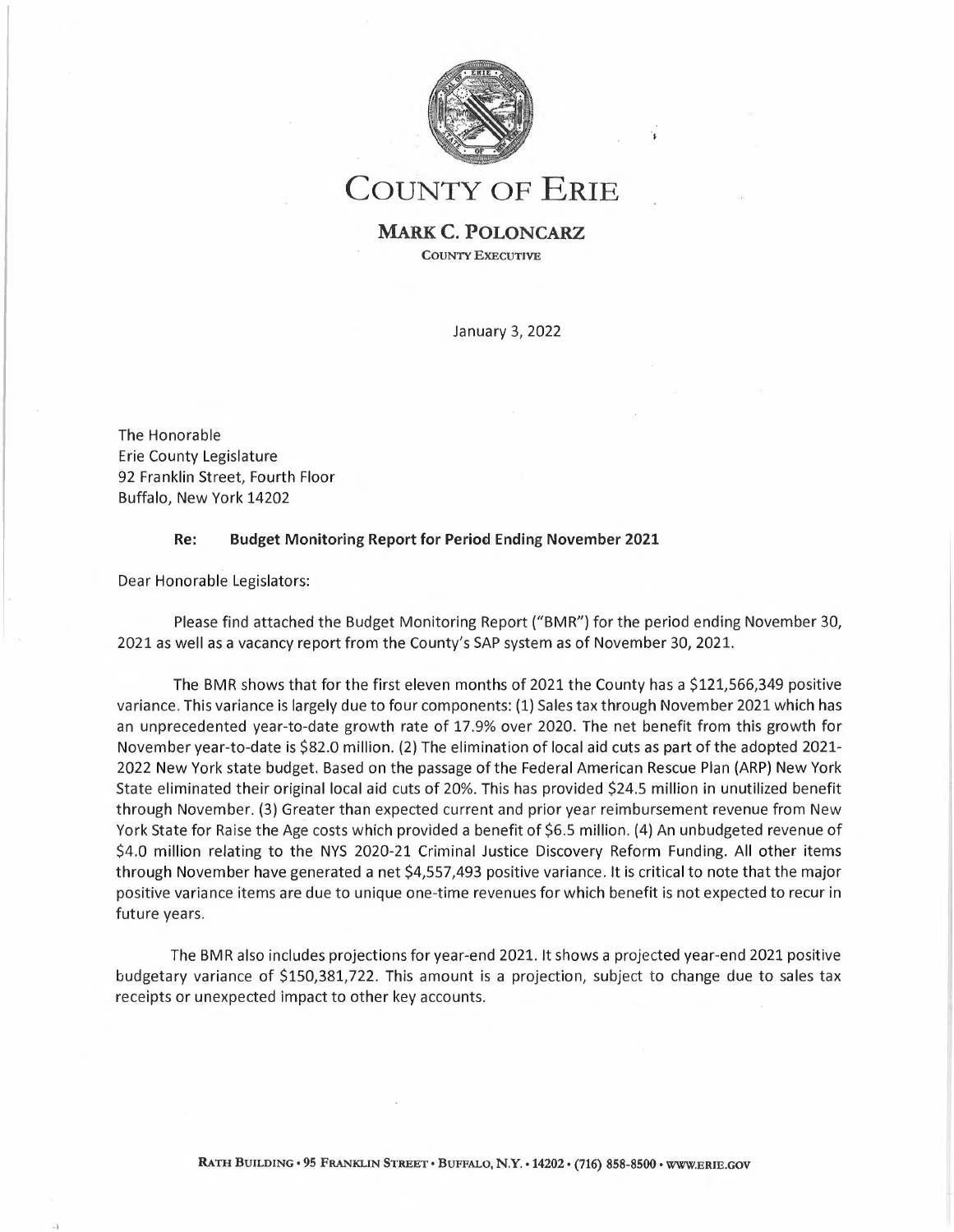# COUNTY OF ERIE

## MARK C. POLONCARZ

COUNTY EXECUTIVE

January 3, 2022

The Honorable
Erie County Legislature
92 Franklin Street, Fourth Floor
Buffalo, New York 14202

**Re: Budget Monitoring Report for Period Ending November 2021**

Dear Honorable Legislators:

Please find attached the Budget Monitoring Report ("BMR") for the period ending November 30, 2021 as well as a vacancy report from the County's SAP system as of November 30, 2021.

The BMR shows that for the first eleven months of 2021 the County has a $121,566,349 positive variance. This variance is largely due to four components: (1) Sales tax through November 2021 which has an unprecedented year-to-date growth rate of 17.9% over 2020. The net benefit from this growth for November year-to-date is $82.0 million. (2) The elimination of local aid cuts as part of the adopted 2021-2022 New York state budget. Based on the passage of the Federal American Rescue Plan (ARP) New York State eliminated their original local aid cuts of 20%. This has provided $24.5 million in unutilized benefit through November. (3) Greater than expected current and prior year reimbursement revenue from New York State for Raise the Age costs which provided a benefit of $6.5 million. (4) An unbudgeted revenue of $4.0 million relating to the NYS 2020-21 Criminal Justice Discovery Reform Funding. All other items through November have generated a net $4,557,493 positive variance. It is critical to note that the major positive variance items are due to unique one-time revenues for which benefit is not expected to recur in future years.

The BMR also includes projections for year-end 2021. It shows a projected year-end 2021 positive budgetary variance of $150,381,722. This amount is a projection, subject to change due to sales tax receipts or unexpected impact to other key accounts.

RATH BUILDING • 95 FRANKLIN STREET • BUFFALO, N.Y. • 14202 • (716) 858-8500 • WWW.ERIE.GOV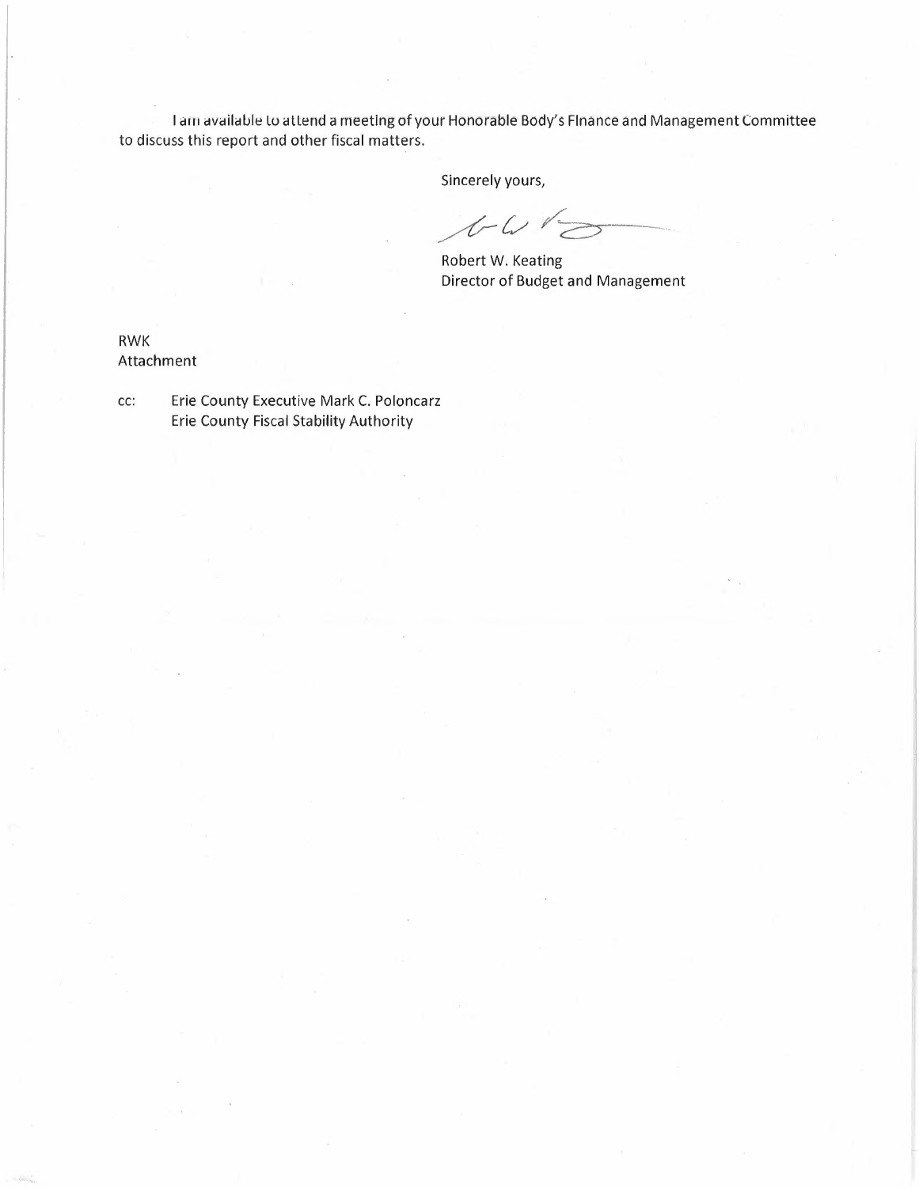I am available to attend a meeting of your Honorable Body's Finance and Management Committee to discuss this report and other fiscal matters.

Sincerely yours,

Robert W. Keating
Director of Budget and Management

RWK
Attachment

cc: Erie County Executive Mark C. Poloncarz
Erie County Fiscal Stability Authority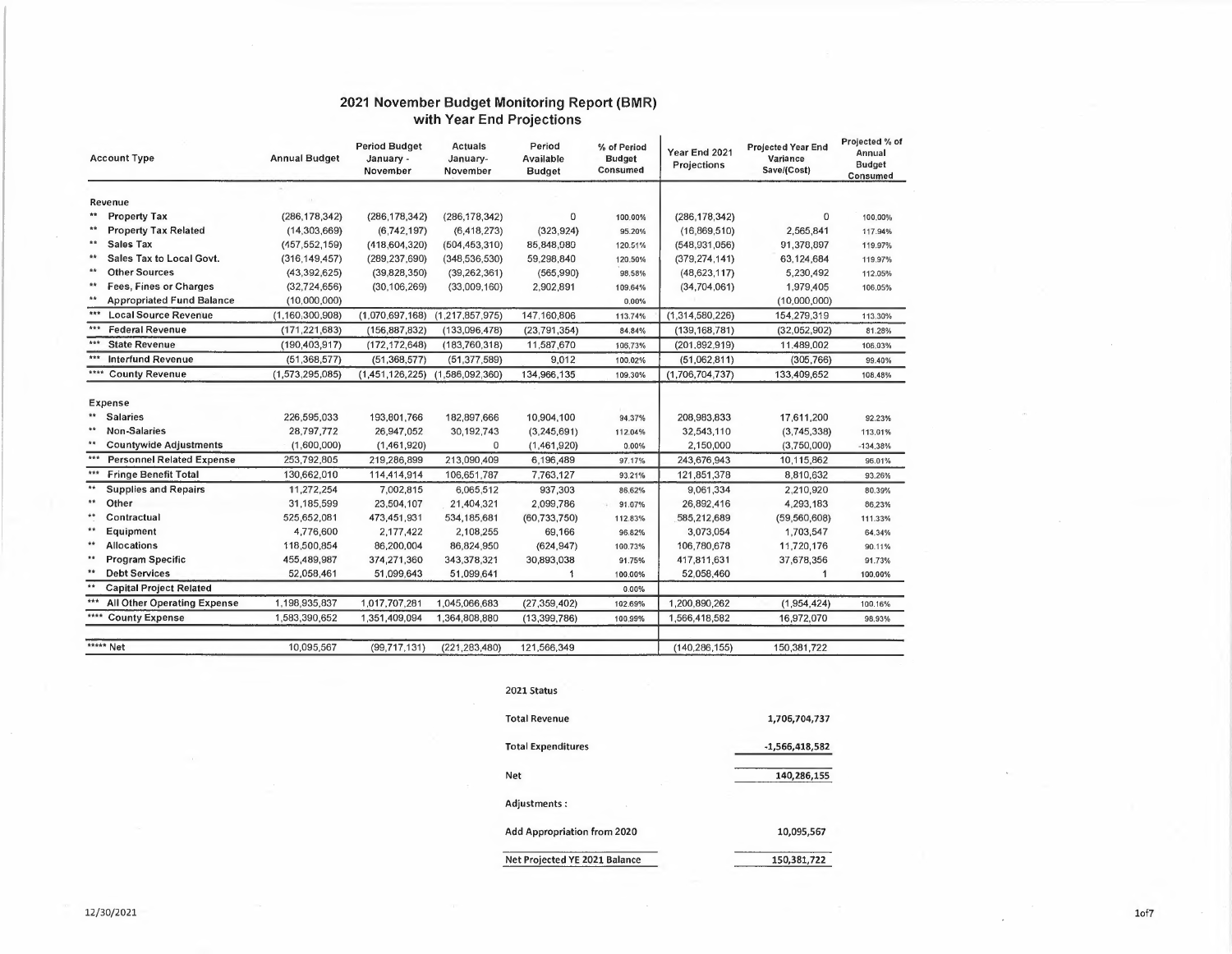# 2021 November Budget Monitoring Report (BMR) with Year End Projections

| Account Type | Annual Budget | Period Budget January - November | Actuals January-November | Period Available Budget | % of Period Budget Consumed | Year End 2021 Projections | Projected Year End Variance Save/(Cost) | Projected % of Annual Budget Consumed |
|---|---|---|---|---|---|---|---|---|
| Revenue | | | | | | | | |
| ** Property Tax | (286,178,342) | (286,178,342) | (286,178,342) | 0 | 100.00% | (286,178,342) | 0 | 100.00% |
| ** Property Tax Related | (14,303,669) | (6,742,197) | (6,418,273) | (323,924) | 95.20% | (16,869,510) | 2,565,841 | 117.94% |
| ** Sales Tax | (457,552,159) | (418,604,320) | (504,453,310) | 85,848,080 | 120.51% | (548,931,056) | 91,378,897 | 119.97% |
| ** Sales Tax to Local Govt. | (316,149,457) | (289,237,690) | (348,536,530) | 59,298,840 | 120.50% | (379,274,141) | 63,124,684 | 119.97% |
| ** Other Sources | (43,392,625) | (39,828,350) | (39,262,361) | (565,990) | 98.58% | (48,623,117) | 5,230,492 | 112.05% |
| ** Fees, Fines or Charges | (32,724,656) | (30,106,269) | (33,009,160) | 2,902,891 | 109.64% | (34,704,061) | 1,979,405 | 106.05% |
| ** Appropriated Fund Balance | (10,000,000) | | | | 0.00% | | (10,000,000) | |
| *** Local Source Revenue | (1,160,300,908) | (1,070,697,168) | (1,217,857,975) | 147,160,806 | 113.74% | (1,314,580,226) | 154,279,319 | 113.30% |
| *** Federal Revenue | (171,221,683) | (156,887,832) | (133,096,478) | (23,791,354) | 84.84% | (139,168,781) | (32,052,902) | 81.28% |
| *** State Revenue | (190,403,917) | (172,172,648) | (183,760,318) | 11,587,670 | 106.73% | (201,892,919) | 11,489,002 | 106.03% |
| *** Interfund Revenue | (51,368,577) | (51,368,577) | (51,377,589) | 9,012 | 100.02% | (51,062,811) | (305,766) | 99.40% |
| **** County Revenue | (1,573,295,085) | (1,451,126,225) | (1,586,092,360) | 134,966,135 | 109.30% | (1,706,704,737) | 133,409,652 | 108.48% |
| Expense | | | | | | | | |
| ** Salaries | 226,595,033 | 193,801,766 | 182,897,666 | 10,904,100 | 94.37% | 208,983,833 | 17,611,200 | 92.23% |
| ** Non-Salaries | 28,797,772 | 26,947,052 | 30,192,743 | (3,245,691) | 112.04% | 32,543,110 | (3,745,338) | 113.01% |
| ** Countywide Adjustments | (1,600,000) | (1,461,920) | 0 | (1,461,920) | 0.00% | 2,150,000 | (3,750,000) | -134.38% |
| *** Personnel Related Expense | 253,792,805 | 219,286,899 | 213,090,409 | 6,196,489 | 97.17% | 243,676,943 | 10,115,862 | 96.01% |
| *** Fringe Benefit Total | 130,662,010 | 114,414,914 | 106,651,787 | 7,763,127 | 93.21% | 121,851,378 | 8,810,632 | 93.26% |
| ** Supplies and Repairs | 11,272,254 | 7,002,815 | 6,065,512 | 937,303 | 86.62% | 9,061,334 | 2,210,920 | 80.39% |
| ** Other | 31,185,599 | 23,504,107 | 21,404,321 | 2,099,786 | 91.07% | 26,892,416 | 4,293,183 | 86.23% |
| ** Contractual | 525,652,081 | 473,451,931 | 534,185,681 | (60,733,750) | 112.83% | 585,212,689 | (59,560,608) | 111.33% |
| ** Equipment | 4,776,600 | 2,177,422 | 2,108,255 | 69,166 | 96.82% | 3,073,054 | 1,703,547 | 64.34% |
| ** Allocations | 118,500,854 | 86,200,004 | 86,824,950 | (624,947) | 100.73% | 106,780,678 | 11,720,176 | 90.11% |
| ** Program Specific | 455,489,987 | 374,271,360 | 343,378,321 | 30,893,038 | 91.75% | 417,811,631 | 37,678,356 | 91.73% |
| ** Debt Services | 52,058,461 | 51,099,643 | 51,099,641 | 1 | 100.00% | 52,058,460 | 1 | 100.00% |
| ** Capital Project Related | | | | | 0.00% | | | |
| *** All Other Operating Expense | 1,198,935,837 | 1,017,707,281 | 1,045,066,683 | (27,359,402) | 102.69% | 1,200,890,262 | (1,954,424) | 100.16% |
| **** County Expense | 1,583,390,652 | 1,351,409,094 | 1,364,808,880 | (13,399,786) | 100.99% | 1,566,418,582 | 16,972,070 | 98.93% |
| ***** Net | 10,095,567 | (99,717,131) | (221,283,480) | 121,566,349 | | (140,286,155) | 150,381,722 | |

## 2021 Status

| | |
|---|---|
| Total Revenue | 1,706,704,737 |
| Total Expenditures | -1,566,418,582 |
| Net | 140,286,155 |
| Adjustments : | |
| Add Appropriation from 2020 | 10,095,567 |
| Net Projected YE 2021 Balance | 150,381,722 |

12/30/2021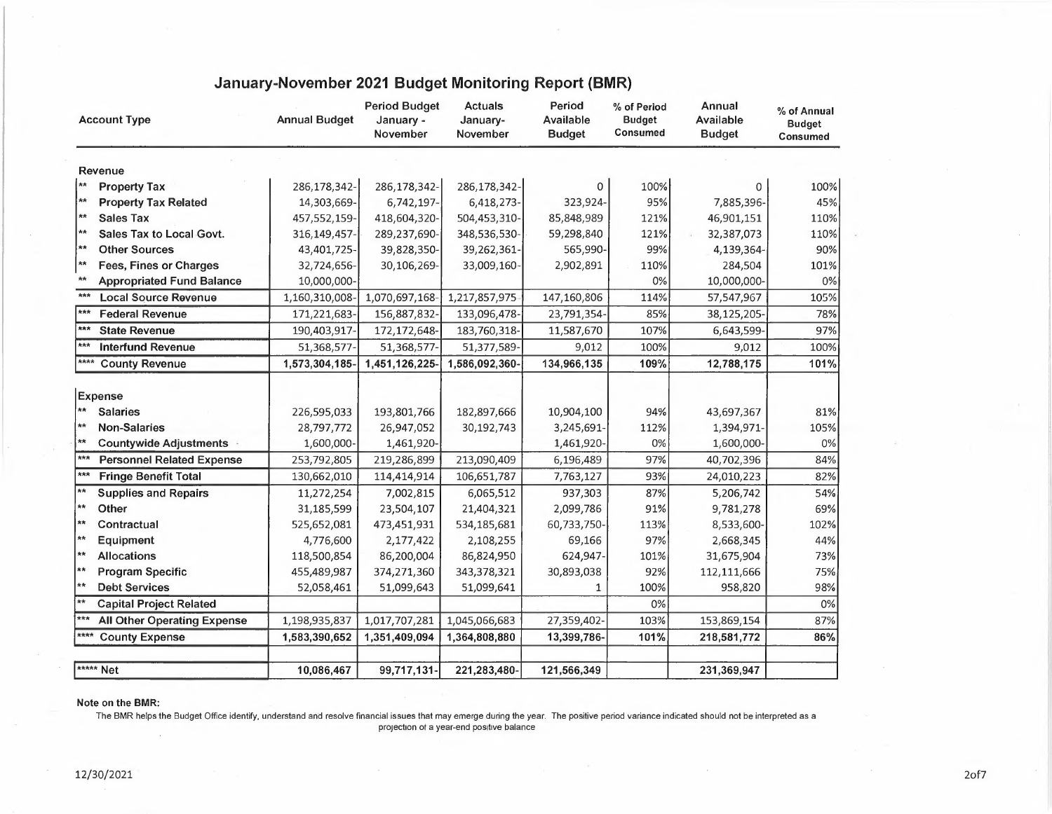## January-November 2021 Budget Monitoring Report (BMR)

| Account Type | Annual Budget | Period Budget January - November | Actuals January-November | Period Available Budget | % of Period Budget Consumed | Annual Available Budget | % of Annual Budget Consumed |
|---|---|---|---|---|---|---|---|
| **Revenue** | | | | | | | |
| ** **Property Tax** | 286,178,342- | 286,178,342- | 286,178,342- | 0 | 100% | 0 | 100% |
| ** **Property Tax Related** | 14,303,669- | 6,742,197- | 6,418,273- | 323,924- | 95% | 7,885,396- | 45% |
| ** **Sales Tax** | 457,552,159- | 418,604,320- | 504,453,310- | 85,848,989 | 121% | 46,901,151 | 110% |
| ** **Sales Tax to Local Govt.** | 316,149,457- | 289,237,690- | 348,536,530- | 59,298,840 | 121% | 32,387,073 | 110% |
| ** **Other Sources** | 43,401,725- | 39,828,350- | 39,262,361- | 565,990- | 99% | 4,139,364- | 90% |
| ** **Fees, Fines or Charges** | 32,724,656- | 30,106,269- | 33,009,160- | 2,902,891 | 110% | 284,504 | 101% |
| ** **Appropriated Fund Balance** | 10,000,000- | | | | 0% | 10,000,000- | 0% |
| *** **Local Source Revenue** | 1,160,310,008- | 1,070,697,168- | 1,217,857,975- | 147,160,806 | 114% | 57,547,967 | 105% |
| *** **Federal Revenue** | 171,221,683- | 156,887,832- | 133,096,478- | 23,791,354- | 85% | 38,125,205- | 78% |
| *** **State Revenue** | 190,403,917- | 172,172,648- | 183,760,318- | 11,587,670 | 107% | 6,643,599- | 97% |
| *** **Interfund Revenue** | 51,368,577- | 51,368,577- | 51,377,589- | 9,012 | 100% | 9,012 | 100% |
| **** **County Revenue** | **1,573,304,185-** | **1,451,126,225-** | **1,586,092,360-** | **134,966,135** | **109%** | **12,788,175** | **101%** |
| **Expense** | | | | | | | |
| ** **Salaries** | 226,595,033 | 193,801,766 | 182,897,666 | 10,904,100 | 94% | 43,697,367 | 81% |
| ** **Non-Salaries** | 28,797,772 | 26,947,052 | 30,192,743 | 3,245,691- | 112% | 1,394,971- | 105% |
| ** **Countywide Adjustments** | 1,600,000- | 1,461,920- | | 1,461,920- | 0% | 1,600,000- | 0% |
| *** **Personnel Related Expense** | 253,792,805 | 219,286,899 | 213,090,409 | 6,196,489 | 97% | 40,702,396 | 84% |
| *** **Fringe Benefit Total** | 130,662,010 | 114,414,914 | 106,651,787 | 7,763,127 | 93% | 24,010,223 | 82% |
| ** **Supplies and Repairs** | 11,272,254 | 7,002,815 | 6,065,512 | 937,303 | 87% | 5,206,742 | 54% |
| ** **Other** | 31,185,599 | 23,504,107 | 21,404,321 | 2,099,786 | 91% | 9,781,278 | 69% |
| ** **Contractual** | 525,652,081 | 473,451,931 | 534,185,681 | 60,733,750- | 113% | 8,533,600- | 102% |
| ** **Equipment** | 4,776,600 | 2,177,422 | 2,108,255 | 69,166 | 97% | 2,668,345 | 44% |
| ** **Allocations** | 118,500,854 | 86,200,004 | 86,824,950 | 624,947- | 101% | 31,675,904 | 73% |
| ** **Program Specific** | 455,489,987 | 374,271,360 | 343,378,321 | 30,893,038 | 92% | 112,111,666 | 75% |
| ** **Debt Services** | 52,058,461 | 51,099,643 | 51,099,641 | 1 | 100% | 958,820 | 98% |
| ** **Capital Project Related** | | | | | 0% | | 0% |
| *** **All Other Operating Expense** | 1,198,935,837 | 1,017,707,281 | 1,045,066,683 | 27,359,402- | 103% | 153,869,154 | 87% |
| **** **County Expense** | **1,583,390,652** | **1,351,409,094** | **1,364,808,880** | **13,399,786-** | **101%** | **218,581,772** | **86%** |
| ***** **Net** | **10,086,467** | **99,717,131-** | **221,283,480-** | **121,566,349** | | **231,369,947** | |

**Note on the BMR:**

The BMR helps the Budget Office identify, understand and resolve financial issues that may emerge during the year. The positive period variance indicated should not be interpreted as a projection of a year-end positive balance

12/30/2021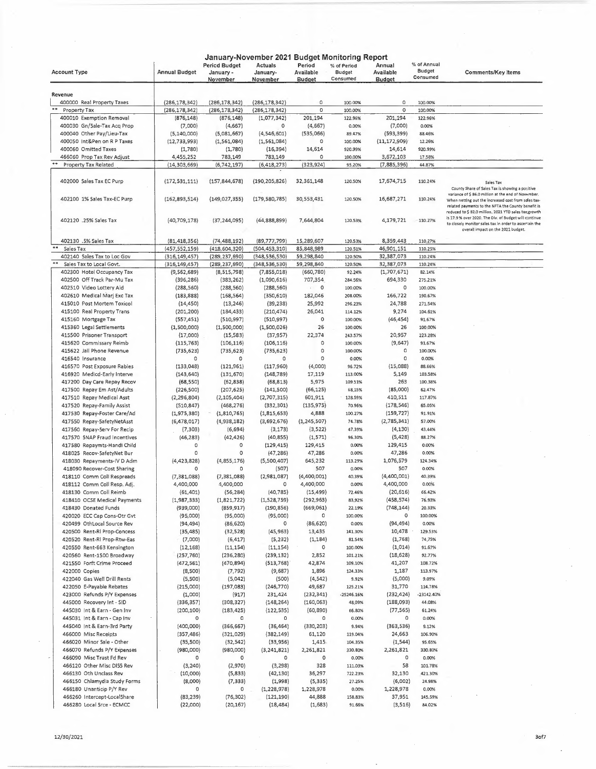# January-November 2021 Budget Monitoring Report

| Account Type | Annual Budget | Period Budget January - November | Actuals January-November | Period Available Budget | % of Period Budget Consumed | Annual Available Budget | % of Annual Budget Consumed | Comments/Key Items |
|---|---|---|---|---|---|---|---|---|
| **Revenue** | | | | | | | | |
| 400000 Real Property Taxes | (286,178,342) | (286,178,342) | (286,178,342) | 0 | 100.00% | 0 | 100.00% | |
| ** Property Tax | (286,178,342) | (286,178,342) | (286,178,342) | 0 | 100.00% | 0 | 100.00% | |
| 400010 Exemption Removal | (876,148) | (876,148) | (1,077,342) | 201,194 | 122.96% | 201,194 | 122.96% | |
| 400030 Gn/Sale-Tax Acq Prop | (7,000) | (4,667) | 0 | (4,667) | 0.00% | (7,000) | 0.00% | |
| 400040 Other Pay/Lieu-Tax | (5,140,000) | (5,081,667) | (4,546,601) | (535,066) | 89.47% | (593,399) | 88.46% | |
| 400050 Int&Pen on R P Taxes | (12,733,993) | (1,561,084) | (1,561,084) | 0 | 100.00% | (11,172,909) | 12.26% | |
| 400060 Omitted Taxes | (1,780) | (1,780) | (16,394) | 14,614 | 920.99% | 14,614 | 920.99% | |
| 466060 Prop Tax Rev Adjust | 4,455,252 | 783,149 | 783,149 | 0 | 100.00% | 3,672,103 | 17.58% | |
| ** Property Tax Related | (14,303,669) | (6,742,197) | (6,418,273) | (323,924) | 95.20% | (7,885,396) | 44.87% | |
| 402000 Sales Tax EC Purp | (172,531,111) | (157,844,678) | (190,205,826) | 32,361,148 | 120.50% | 17,674,715 | 110.24% | Sales Tax County Share of Sales Tax is showing a positive variance of $ 86.0 million at the end of November. When netting out the increased cost from sales tax-related payments to the NFTA the County benefit is reduced to $ 82.0 million. 2021 YTD sales tax growth is 17.9 % over 2020. The Div. of Budget will continue to closely monitor sales tax in order to ascertain the overall impact on the 2021 budget. |
| 402100 1% Sales Tax-EC Purp | (162,893,514) | (149,027,355) | (179,580,785) | 30,553,431 | 120.50% | 16,687,271 | 110.24% | |
| 402120 .25% Sales Tax | (40,709,178) | (37,244,095) | (44,888,899) | 7,644,804 | 120.53% | 4,179,721 | 110.27% | |
| 402130 .5% Sales Tax | (81,418,356) | (74,488,192) | (89,777,799) | 15,289,607 | 120.53% | 8,359,443 | 110.27% | |
| ** Sales Tax | (457,552,159) | (418,604,320) | (504,453,310) | 85,848,989 | 120.51% | 46,901,151 | 110.25% | |
| 402140 Sales Tax to Loc Gov | (316,149,457) | (289,237,690) | (348,536,530) | 59,298,840 | 120.50% | 32,387,073 | 110.24% | |
| ** Sales Tax to Local Govt. | (316,149,457) | (289,237,690) | (348,536,530) | 59,298,840 | 120.50% | 32,387,073 | 110.24% | |
| 402300 Hotel Occupancy Tax | (9,562,689) | (8,515,798) | (7,855,018) | (660,780) | 92.24% | (1,707,671) | 82.14% | |
| 402500 Off Track Par-Mu Tax | (396,286) | (383,262) | (1,090,616) | 707,354 | 284.56% | 694,330 | 275.21% | |
| 402510 Video Lottery Aid | (288,560) | (288,560) | (288,560) | 0 | 100.00% | 0 | 100.00% | |
| 402610 Medical Marj Exc Tax | (183,888) | (168,564) | (350,610) | 182,046 | 208.00% | 166,722 | 190.67% | |
| 415010 Post Mortem Toxicol | (14,450) | (13,246) | (39,238) | 25,992 | 296.23% | 24,788 | 271.54% | |
| 415100 Real Property Trans | (201,200) | (184,433) | (210,474) | 26,041 | 114.12% | 9,274 | 104.61% | |
| 415160 Mortgage Tax | (557,451) | (510,997) | (510,997) | 0 | 100.00% | (46,454) | 91.67% | |
| 415360 Legal Settlements | (1,500,000) | (1,500,000) | (1,500,026) | 26 | 100.00% | 26 | 100.00% | |
| 415500 Prisoner Transport | (17,000) | (15,583) | (37,957) | 22,374 | 243.57% | 20,957 | 223.28% | |
| 415620 Commissary Reimb | (115,763) | (106,116) | (106,116) | 0 | 100.00% | (9,647) | 91.67% | |
| 415622 Jail Phone Revenue | (735,623) | (735,623) | (735,623) | 0 | 100.00% | 0 | 100.00% | |
| 416540 Insurance | 0 | 0 | 0 | 0 | 0.00% | 0 | 0.00% | |
| 416570 Post Exposure Rabies | (133,048) | (121,961) | (117,960) | (4,000) | 96.72% | (15,088) | 88.66% | |
| 416920 Medicd-Early Interve | (143,640) | (131,670) | (148,789) | 17,119 | 113.00% | 5,149 | 103.58% | |
| 417200 Day Care Repay Recov | (68,550) | (62,838) | (68,813) | 5,975 | 109.51% | 263 | 100.38% | |
| 417500 Repay Em Ast/Adults | (226,500) | (207,625) | (141,500) | (66,125) | 68.15% | (85,000) | 62.47% | |
| 417510 Repay Medical Asst | (2,296,804) | (2,105,404) | (2,707,315) | 601,911 | 128.59% | 410,511 | 117.87% | |
| 417520 Repay-Family Assist | (510,847) | (468,276) | (332,301) | (135,975) | 70.96% | (178,546) | 65.05% | |
| 417530 Repay-Foster Care/Ad | (1,975,380) | (1,810,765) | (1,815,653) | 4,888 | 100.27% | (159,727) | 91.91% | |
| 417550 Repay-SafetyNetAsst | (6,478,017) | (4,938,182) | (3,692,676) | (1,245,507) | 74.78% | (2,785,341) | 57.00% | |
| 417560 Repay-Serv For Recip | (7,303) | (6,694) | (3,173) | (3,522) | 47.39% | (4,130) | 43.44% | |
| 417570 SNAP Fraud Incentives | (46,283) | (42,426) | (40,855) | (1,571) | 96.30% | (5,428) | 88.27% | |
| 417580 Repaymts-Handi Child | 0 | 0 | (129,415) | 129,415 | 0.00% | 129,415 | 0.00% | |
| 418025 Recov-SafetyNet Bur | 0 | 0 | (47,286) | 47,286 | 0.00% | 47,286 | 0.00% | |
| 418030 Repayments-IV D Adm | (4,423,828) | (4,855,176) | (5,500,407) | 645,232 | 113.29% | 1,076,579 | 124.34% | |
| 418090 Recover-Cost Sharing | 0 | 0 | (507) | 507 | 0.00% | 507 | 0.00% | |
| 418110 Comm Coll Respreads | (7,381,088) | (7,381,088) | (2,981,087) | (4,400,001) | 40.39% | (4,400,001) | 40.39% | |
| 418112 Comm Coll Resp. Adj. | 4,400,000 | 4,400,000 | 0 | 4,400,000 | 0.00% | 4,400,000 | 0.00% | |
| 418130 Comm Coll Reimb | (61,401) | (56,284) | (40,785) | (15,499) | 72.46% | (20,616) | 66.42% | |
| 418410 OCSE Medical Payments | (1,987,333) | (1,821,722) | (1,528,759) | (292,963) | 83.92% | (458,574) | 76.93% | |
| 418430 Donated Funds | (939,000) | (859,917) | (190,856) | (669,061) | 22.19% | (748,144) | 20.33% | |
| 420020 ECC Cap Cons-Otr Gvt | (95,000) | (95,000) | (95,000) | 0 | 100.00% | 0 | 100.00% | |
| 420499 OthLocal Source Rev | (94,494) | (86,620) | 0 | (86,620) | 0.00% | (94,494) | 0.00% | |
| 420500 Rent-Rl Prop-Concess | (35,485) | (32,528) | (45,963) | 13,435 | 141.30% | 10,478 | 129.53% | |
| 420520 Rent-Rl Prop-Rtw-Eas | (7,000) | (6,417) | (5,232) | (1,184) | 81.54% | (1,768) | 74.75% | |
| 420550 Rent-663 Kensington | (12,168) | (11,154) | (11,154) | 0 | 100.00% | (1,014) | 91.67% | |
| 420560 Rent-1500 Broadway | (257,760) | (236,280) | (239,132) | 2,852 | 101.21% | (18,628) | 92.77% | |
| 421550 Forft Crime Proceed | (472,561) | (470,894) | (513,768) | 42,874 | 109.10% | 41,207 | 108.72% | |
| 422000 Copies | (8,500) | (7,792) | (9,687) | 1,896 | 124.33% | 1,187 | 113.97% | |
| 422040 Gas Well Drill Rents | (5,500) | (5,042) | (500) | (4,542) | 9.92% | (5,000) | 9.09% | |
| 422050 E-Payable Rebates | (215,000) | (197,083) | (246,770) | 49,687 | 125.21% | 31,770 | 114.78% | |
| 423000 Refunds P/Y Expenses | (1,000) | (917) | 231,424 | (232,341) | -25246.16% | (232,424) | -23142.40% | |
| 445000 Recovery Int - SID | (336,357) | (308,327) | (148,264) | (160,063) | 48.09% | (188,093) | 44.08% | |
| 445030 Int & Earn - Gen Inv | (200,100) | (183,425) | (122,535) | (60,890) | 66.80% | (77,565) | 61.24% | |
| 445031 Int & Earn - Cap Inv | 0 | 0 | 0 | 0 | 0.00% | 0 | 0.00% | |
| 445040 Int & Earn-3rd Party | (400,000) | (366,667) | (36,464) | (330,203) | 9.94% | (363,536) | 9.12% | |
| 466000 Misc Receipts | (357,486) | (321,029) | (382,149) | 61,120 | 119.04% | 24,663 | 106.90% | |
| 466020 Minor Sale - Other | (35,500) | (32,542) | (33,956) | 1,415 | 104.35% | (1,544) | 95.65% | |
| 466070 Refunds P/Y Expenses | (980,000) | (980,000) | (3,241,821) | 2,261,821 | 330.80% | 2,261,821 | 330.80% | |
| 466090 Misc Trust Fd Rev | 0 | 0 | 0 | 0 | 0.00% | 0 | 0.00% | |
| 466120 Other Misc DI55 Rev | (3,240) | (2,970) | (3,298) | 328 | 111.03% | 58 | 101.78% | |
| 466130 Oth Unclass Rev | (10,000) | (5,833) | (42,130) | 36,297 | 722.23% | 32,130 | 421.30% | |
| 466150 Chlamydia Study Forms | (8,000) | (7,333) | (1,998) | (5,335) | 27.25% | (6,002) | 24.98% | |
| 466180 Unanticip P/Y Rev | 0 | 0 | (1,228,978) | 1,228,978 | 0.00% | 1,228,978 | 0.00% | |
| 466260 Intercept-LocalShare | (83,239) | (76,302) | (121,190) | 44,888 | 158.83% | 37,951 | 145.59% | |
| 466280 Local Srce - ECMCC | (22,000) | (20,167) | (18,484) | (1,683) | 91.66% | (3,516) | 84.02% | |

12/30/2021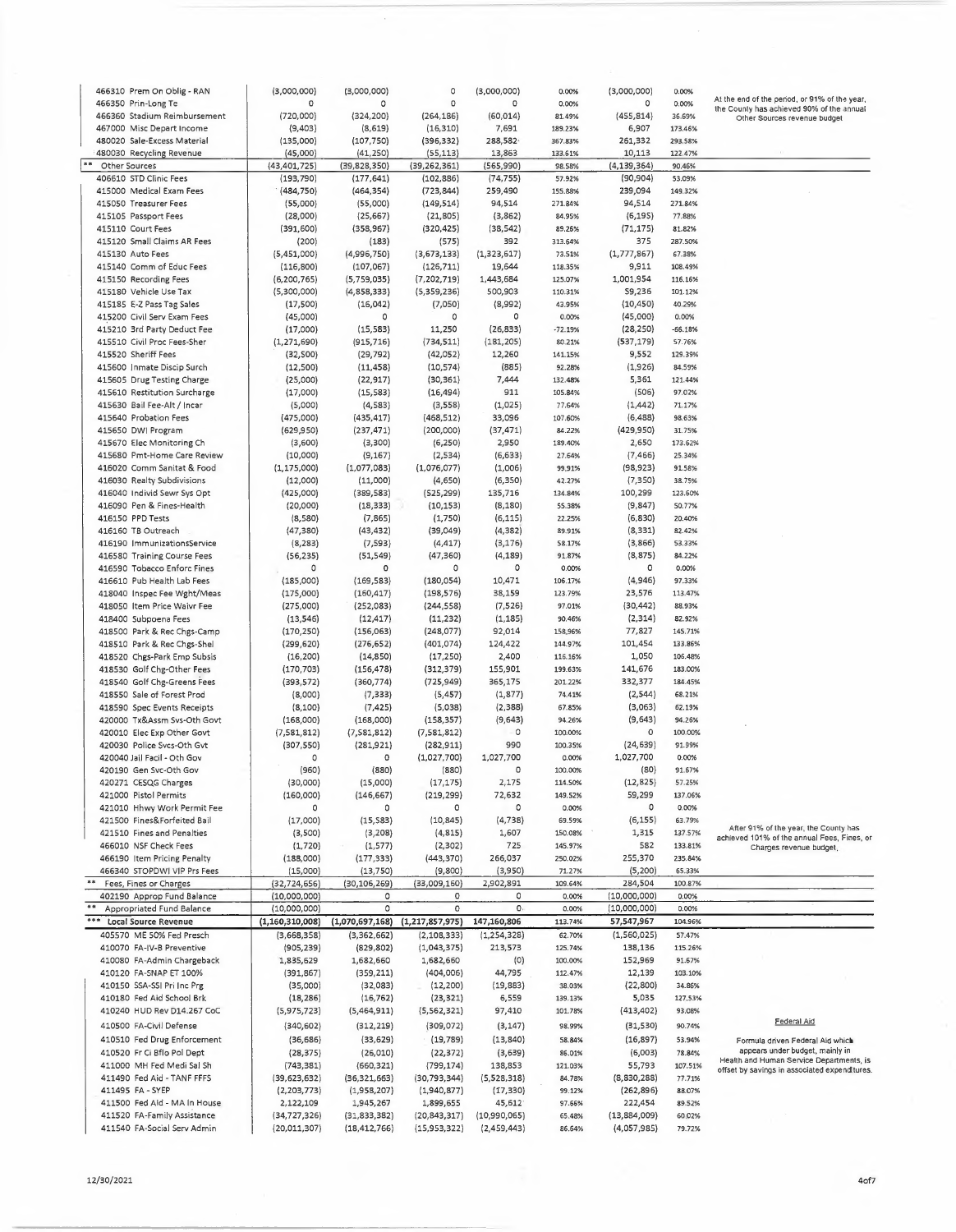| | | | | | | | | |
|---|---|---|---|---|---|---|---|---|
| 466310 Prem On Oblig - RAN | (3,000,000) | (3,000,000) | 0 | (3,000,000) | 0.00% | (3,000,000) | 0.00% | At the end of the period, or 91% of the year, the County has achieved 90% of the annual Other Sources revenue budget |
| 466350 Prin-Long Te | 0 | 0 | 0 | 0 | 0.00% | 0 | 0.00% | |
| 466360 Stadium Reimbursement | (720,000) | (324,200) | (264,186) | (60,014) | 81.49% | (455,814) | 36.69% | |
| 467000 Misc Depart Income | (9,403) | (8,619) | (16,310) | 7,691 | 189.23% | 6,907 | 173.46% | |
| 480020 Sale-Excess Material | (135,000) | (107,750) | (396,332) | 288,582 | 367.83% | 261,332 | 293.58% | |
| 480030 Recycling Revenue | (45,000) | (41,250) | (55,113) | 13,863 | 133.61% | 10,113 | 122.47% | |
| ** Other Sources | (43,401,725) | (39,828,350) | (39,262,361) | (565,990) | 98.58% | (4,139,364) | 90.46% | |
| 406610 STD Clinic Fees | (193,790) | (177,641) | (102,886) | (74,755) | 57.92% | (90,904) | 53.09% | |
| 415000 Medical Exam Fees | (484,750) | (464,354) | (723,844) | 259,490 | 155.88% | 239,094 | 149.32% | |
| 415050 Treasurer Fees | (55,000) | (55,000) | (149,514) | 94,514 | 271.84% | 94,514 | 271.84% | |
| 415105 Passport Fees | (28,000) | (25,667) | (21,805) | (3,862) | 84.95% | (6,195) | 77.88% | |
| 415110 Court Fees | (391,600) | (358,967) | (320,425) | (38,542) | 89.26% | (71,175) | 81.82% | |
| 415120 Small Claims AR Fees | (200) | (183) | (575) | 392 | 313.64% | 375 | 287.50% | |
| 415130 Auto Fees | (5,451,000) | (4,996,750) | (3,673,133) | (1,323,617) | 73.51% | (1,777,867) | 67.38% | |
| 415140 Comm of Educ Fees | (116,800) | (107,067) | (126,711) | 19,644 | 118.35% | 9,911 | 108.49% | |
| 415150 Recording Fees | (6,200,765) | (5,759,035) | (7,202,719) | 1,443,684 | 125.07% | 1,001,954 | 116.16% | |
| 415180 Vehicle Use Tax | (5,300,000) | (4,858,333) | (5,359,236) | 500,903 | 110.31% | 59,236 | 101.12% | |
| 415185 E-Z Pass Tag Sales | (17,500) | (16,042) | (7,050) | (8,992) | 43.95% | (10,450) | 40.29% | |
| 415200 Civil Serv Exam Fees | (45,000) | 0 | 0 | 0 | 0.00% | (45,000) | 0.00% | |
| 415210 3rd Party Deduct Fee | (17,000) | (15,583) | 11,250 | (26,833) | -72.19% | (28,250) | -66.18% | |
| 415510 Civil Proc Fees-Sher | (1,271,690) | (915,716) | (734,511) | (181,205) | 80.21% | (537,179) | 57.76% | |
| 415520 Sheriff Fees | (32,500) | (29,792) | (42,052) | 12,260 | 141.15% | 9,552 | 129.39% | |
| 415600 Inmate Discip Surch | (12,500) | (11,458) | (10,574) | (885) | 92.28% | (1,926) | 84.59% | |
| 415605 Drug Testing Charge | (25,000) | (22,917) | (30,361) | 7,444 | 132.48% | 5,361 | 121.44% | |
| 415610 Restitution Surcharge | (17,000) | (15,583) | (16,494) | 911 | 105.84% | (506) | 97.02% | |
| 415630 Bail Fee-Alt / Incar | (5,000) | (4,583) | (3,558) | (1,025) | 77.64% | (1,442) | 71.17% | |
| 415640 Probation Fees | (475,000) | (435,417) | (468,512) | 33,096 | 107.60% | (6,488) | 98.63% | |
| 415650 DWI Program | (629,950) | (237,471) | (200,000) | (37,471) | 84.22% | (429,950) | 31.75% | |
| 415670 Elec Monitoring Ch | (3,600) | (3,300) | (6,250) | 2,950 | 189.40% | 2,650 | 173.62% | |
| 415680 Pmt-Home Care Review | (10,000) | (9,167) | (2,534) | (6,633) | 27.64% | (7,466) | 25.34% | |
| 416020 Comm Sanitat & Food | (1,175,000) | (1,077,083) | (1,076,077) | (1,006) | 99.91% | (98,923) | 91.58% | |
| 416030 Realty Subdivisions | (12,000) | (11,000) | (4,650) | (6,350) | 42.27% | (7,350) | 38.75% | |
| 416040 Individ Sewr Sys Opt | (425,000) | (389,583) | (525,299) | 135,716 | 134.84% | 100,299 | 123.60% | |
| 416090 Pen & Fines-Health | (20,000) | (18,333) | (10,153) | (8,180) | 55.38% | (9,847) | 50.77% | |
| 416150 PPD Tests | (8,580) | (7,865) | (1,750) | (6,115) | 22.25% | (6,830) | 20.40% | |
| 416160 TB Outreach | (47,380) | (43,432) | (39,049) | (4,382) | 89.91% | (8,331) | 82.42% | |
| 416190 ImmunizationsService | (8,283) | (7,593) | (4,417) | (3,176) | 58.17% | (3,866) | 53.33% | |
| 416580 Training Course Fees | (56,235) | (51,549) | (47,360) | (4,189) | 91.87% | (8,875) | 84.22% | |
| 416590 Tobacco Enforc Fines | 0 | 0 | 0 | 0 | 0.00% | 0 | 0.00% | |
| 416610 Pub Health Lab Fees | (185,000) | (169,583) | (180,054) | 10,471 | 106.17% | (4,946) | 97.33% | |
| 418040 Inspec Fee Wght/Meas | (175,000) | (160,417) | (198,576) | 38,159 | 123.79% | 23,576 | 113.47% | |
| 418050 Item Price Waivr Fee | (275,000) | (252,083) | (244,558) | (7,526) | 97.01% | (30,442) | 88.93% | |
| 418400 Subpoena Fees | (13,546) | (12,417) | (11,232) | (1,185) | 90.46% | (2,314) | 82.92% | |
| 418500 Park & Rec Chgs-Camp | (170,250) | (156,063) | (248,077) | 92,014 | 158.96% | 77,827 | 145.71% | |
| 418510 Park & Rec Chgs-Shel | (299,620) | (276,652) | (401,074) | 124,422 | 144.97% | 101,454 | 133.86% | |
| 418520 Chgs-Park Emp Subsis | (16,200) | (14,850) | (17,250) | 2,400 | 116.16% | 1,050 | 106.48% | |
| 418530 Golf Chg-Other Fees | (170,703) | (156,478) | (312,379) | 155,901 | 199.63% | 141,676 | 183.00% | |
| 418540 Golf Chg-Greens Fees | (393,572) | (360,774) | (725,949) | 365,175 | 201.22% | 332,377 | 184.45% | |
| 418550 Sale of Forest Prod | (8,000) | (7,333) | (5,457) | (1,877) | 74.41% | (2,544) | 68.21% | |
| 418590 Spec Events Receipts | (8,100) | (7,425) | (5,038) | (2,388) | 67.85% | (3,063) | 62.19% | |
| 420000 Tx&Assm Svs-Oth Govt | (168,000) | (168,000) | (158,357) | (9,643) | 94.26% | (9,643) | 94.26% | |
| 420010 Elec Exp Other Govt | (7,581,812) | (7,581,812) | (7,581,812) | 0 | 100.00% | 0 | 100.00% | |
| 420030 Police Svcs-Oth Gvt | (307,550) | (281,921) | (282,911) | 990 | 100.35% | (24,639) | 91.99% | |
| 420040 Jail Facil - Oth Gov | 0 | 0 | (1,027,700) | 1,027,700 | 0.00% | 1,027,700 | 0.00% | |
| 420190 Gen Svc-Oth Gov | (960) | (880) | (880) | 0 | 100.00% | (80) | 91.67% | |
| 420271 CESQG Charges | (30,000) | (15,000) | (17,175) | 2,175 | 114.50% | (12,825) | 57.25% | |
| 421000 Pistol Permits | (160,000) | (146,667) | (219,299) | 72,632 | 149.52% | 59,299 | 137.06% | |
| 421010 Hhwy Work Permit Fee | 0 | 0 | 0 | 0 | 0.00% | 0 | 0.00% | |
| 421500 Fines&Forfeited Bail | (17,000) | (15,583) | (10,845) | (4,738) | 69.59% | (6,155) | 63.79% | After 91% of the year, the County has achieved 101% of the annual Fees, Fines, or Charges revenue budget. |
| 421510 Fines and Penalties | (3,500) | (3,208) | (4,815) | 1,607 | 150.08% | 1,315 | 137.57% | |
| 466010 NSF Check Fees | (1,720) | (1,577) | (2,302) | 725 | 145.97% | 582 | 133.81% | |
| 466190 Item Pricing Penalty | (188,000) | (177,333) | (443,370) | 266,037 | 250.02% | 255,370 | 235.84% | |
| 466340 STOPDWI VIP Prs Fees | (15,000) | (13,750) | (9,800) | (3,950) | 71.27% | (5,200) | 65.33% | |
| ** Fees, Fines or Charges | (32,724,656) | (30,106,269) | (33,009,160) | 2,902,891 | 109.64% | 284,504 | 100.87% | |
| 402190 Approp Fund Balance | (10,000,000) | 0 | 0 | 0 | 0.00% | (10,000,000) | 0.00% | |
| ** Appropriated Fund Balance | (10,000,000) | 0 | 0 | 0 | 0.00% | (10,000,000) | 0.00% | |
| *** Local Source Revenue | (1,160,310,008) | (1,070,697,168) | (1,217,857,975) | 147,160,806 | 113.74% | 57,547,967 | 104.96% | |
| 405570 ME 50% Fed Presch | (3,668,358) | (3,362,662) | (2,108,333) | (1,254,328) | 62.70% | (1,560,025) | 57.47% | |
| 410070 FA-IV-B Preventive | (905,239) | (829,802) | (1,043,375) | 213,573 | 125.74% | 138,136 | 115.26% | |
| 410080 FA-Admin Chargeback | 1,835,629 | 1,682,660 | 1,682,660 | (0) | 100.00% | 152,969 | 91.67% | |
| 410120 FA-SNAP ET 100% | (391,867) | (359,211) | (404,006) | 44,795 | 112.47% | 12,139 | 103.10% | |
| 410150 SSA-SSI Pri Inc Prg | (35,000) | (32,083) | (12,200) | (19,883) | 38.03% | (22,800) | 34.86% | |
| 410180 Fed Aid School Brk | (18,286) | (16,762) | (23,321) | 6,559 | 139.13% | 5,035 | 127.53% | |
| 410240 HUD Rev D14.267 CoC | (5,975,723) | (5,464,911) | (5,562,321) | 97,410 | 101.78% | (413,402) | 93.08% | |
| 410500 FA-Civil Defense | (340,602) | (312,219) | (309,072) | (3,147) | 98.99% | (31,530) | 90.74% | Federal Aid |
| 410510 Fed Drug Enforcement | (36,686) | (33,629) | (19,789) | (13,840) | 58.84% | (16,897) | 53.94% | Formula driven Federal Aid which appears under budget, mainly in Health and Human Service Departments, is offset by savings in associated expenditures. |
| 410520 Fr Ci Bflo Pol Dept | (28,375) | (26,010) | (22,372) | (3,639) | 86.01% | (6,003) | 78.84% | |
| 411000 MH Fed Medi Sal Sh | (743,381) | (660,321) | (799,174) | 138,853 | 121.03% | 55,793 | 107.51% | |
| 411490 Fed Aid - TANF FFFS | (39,623,632) | (36,321,663) | (30,793,344) | (5,528,318) | 84.78% | (8,830,288) | 77.71% | |
| 411495 FA - SYEP | (2,203,773) | (1,958,207) | (1,940,877) | (17,330) | 99.12% | (262,896) | 88.07% | |
| 411500 Fed Aid - MA In House | 2,122,109 | 1,945,267 | 1,899,655 | 45,612 | 97.66% | 222,454 | 89.52% | |
| 411520 FA-Family Assistance | (34,727,326) | (31,833,382) | (20,843,317) | (10,990,065) | 65.48% | (13,884,009) | 60.02% | |
| 411540 FA-Social Serv Admin | (20,011,307) | (18,412,766) | (15,953,322) | (2,459,443) | 86.64% | (4,057,985) | 79.72% | |

12/30/2021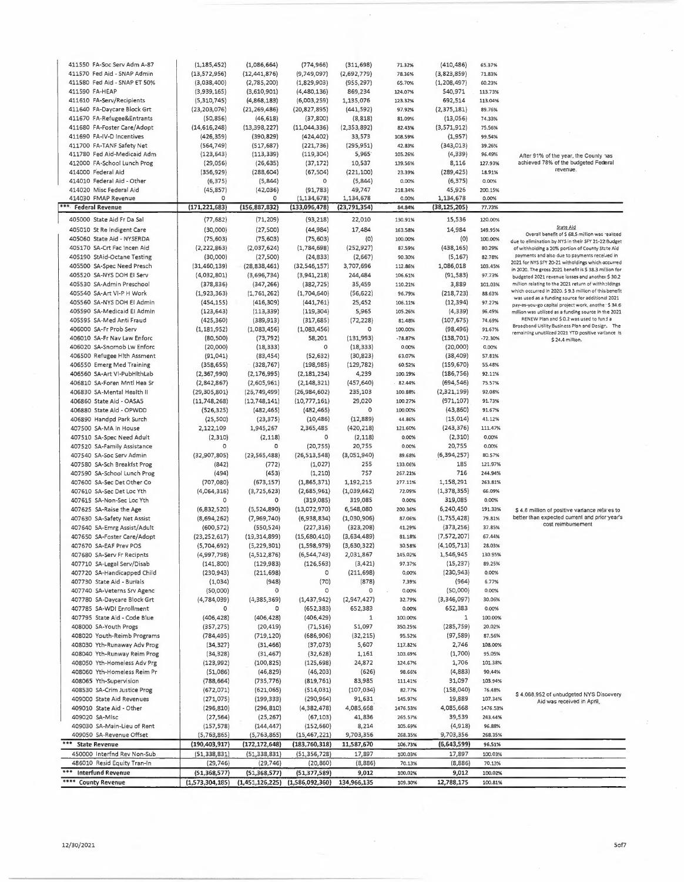| | | | | | | | | |
|---|---|---|---|---|---|---|---|---|
| 411550 FA-Soc Serv Adm A-87 | (1,185,452) | (1,086,664) | (774,966) | (311,698) | 71.32% | (410,486) | 65.37% | |
| 411570 Fed Aid - SNAP Admin | (13,572,956) | (12,441,876) | (9,749,097) | (2,692,779) | 78.36% | (3,823,859) | 71.83% | |
| 411580 Fed Aid - SNAP ET 50% | (3,038,400) | (2,785,200) | (1,829,903) | (955,297) | 65.70% | (1,208,497) | 60.23% | |
| 411590 FA-HEAP | (3,939,165) | (3,610,901) | (4,480,136) | 869,234 | 124.07% | 540,971 | 113.73% | |
| 411610 FA-Serv/Recipients | (5,310,745) | (4,868,183) | (6,003,259) | 1,135,076 | 123.32% | 692,514 | 113.04% | |
| 411640 FA-Daycare Block Grt | (23,203,076) | (21,269,486) | (20,827,895) | (441,592) | 97.92% | (2,375,181) | 89.76% | |
| 411670 FA-Refugee&Entrants | (50,856) | (46,618) | (37,800) | (8,818) | 81.09% | (13,056) | 74.33% | |
| 411680 FA-Foster Care/Adopt | (14,616,248) | (13,398,227) | (11,044,336) | (2,353,892) | 82.43% | (3,571,912) | 75.56% | |
| 411690 FA-IV-D Incentives | (426,359) | (390,829) | (424,402) | 33,573 | 108.59% | (1,957) | 99.54% | |
| 411700 FA-TANF Safety Net | (564,749) | (517,687) | (221,736) | (295,951) | 42.83% | (343,013) | 39.26% | |
| 411780 Fed Aid-Medicaid Adm | (123,643) | (113,339) | (119,304) | 5,965 | 105.26% | (4,339) | 96.49% | After 91% of the year, the County has achieved 78% of the budgeted Federal revenue. |
| 412000 FA-School Lunch Prog | (29,056) | (26,635) | (37,172) | 10,537 | 139.56% | 8,116 | 127.93% | |
| 414000 Federal Aid | (356,929) | (288,604) | (67,504) | (221,100) | 23.39% | (289,425) | 18.91% | |
| 414010 Federal Aid - Other | (6,375) | (5,844) | 0 | (5,844) | 0.00% | (6,375) | 0.00% | |
| 414020 Misc Federal Aid | (45,857) | (42,036) | (91,783) | 49,747 | 218.34% | 45,926 | 200.15% | |
| 414030 FMAP Revenue | 0 | 0 | (1,134,678) | 1,134,678 | 0.00% | 1,134,678 | 0.00% | |
| *** Federal Revenue | (171,221,683) | (156,887,832) | (133,096,478) | (23,791,354) | 84.84% | (38,125,205) | 77.73% | |
| 405000 State Aid Fr Da Sal | (77,682) | (71,209) | (93,218) | 22,010 | 130.91% | 15,536 | 120.00% | |
| 405010 St Re Indigent Care | (30,000) | (27,500) | (44,984) | 17,484 | 163.58% | 14,984 | 149.95% | State Aid<br>Overall benefit of $ 68.5 million was realized due to elimination by NYS in their SFY 21-22 Budget of withholding a 20% portion of County State Aid payments and also due to payments received in 2021 for NYS SFY 20-21 withholdings which occurred in 2020. The gross 2021 benefit is $ 38.3 million for budgeted 2021 revenue losses and another $ 30.2 million relating to the 2021 return of withholdings which occurred in 2020. $ 9.3 million of this benefit was used as a funding source for additional 2021 pay-as-you-go capital project work, another $ 34.6 million was utilized as a funding source in the 2021 RENEW Plan and $ 0.2 was used to fund a Broadband Utility Business Plan and Design. The remaining unutilized 2021 YTD positive variance is $ 24.4 million. |
| 405060 State Aid - NYSERDA | (75,603) | (75,603) | (75,603) | (0) | 100.00% | (0) | 100.00% | |
| 405170 SA-Crt Fac Incen Aid | (2,222,863) | (2,037,624) | (1,784,698) | (252,927) | 87.59% | (438,165) | 80.29% | |
| 405190 StAid-Octane Testing | (30,000) | (27,500) | (24,833) | (2,667) | 90.30% | (5,167) | 82.78% | |
| 405500 SA-Spec Need Presch | (31,460,139) | (28,838,461) | (32,546,157) | 3,707,696 | 112.86% | 1,086,018 | 103.45% | |
| 405520 SA-NYS DOH EI Serv | (4,032,801) | (3,696,734) | (3,941,218) | 244,484 | 106.61% | (91,583) | 97.73% | |
| 405530 SA-Admin Preschool | (378,836) | (347,266) | (382,725) | 35,459 | 110.21% | 3,889 | 101.03% | |
| 405540 SA-Art VI-P H Work | (1,923,363) | (1,761,262) | (1,704,640) | (56,622) | 96.79% | (218,723) | 88.63% | |
| 405560 SA-NYS DOH EI Admin | (454,155) | (416,309) | (441,761) | 25,452 | 106.11% | (12,394) | 97.27% | |
| 405590 SA-Medicaid EI Admin | (123,643) | (113,339) | (119,304) | 5,965 | 105.26% | (4,339) | 96.49% | |
| 405595 SA-Med Anti Fraud | (425,360) | (389,913) | (317,685) | (72,228) | 81.48% | (107,675) | 74.69% | |
| 406000 SA-Fr Prob Serv | (1,181,952) | (1,083,456) | (1,083,456) | 0 | 100.00% | (98,496) | 91.67% | |
| 406010 SA-Fr Nav Law Enforc | (80,500) | (73,792) | 58,201 | (131,993) | -78.87% | (138,701) | -72.30% | |
| 406020 SA-Snomob Lw Enforc | (20,000) | (18,333) | 0 | (18,333) | 0.00% | (20,000) | 0.00% | |
| 406500 Refugee Hlth Assment | (91,041) | (83,454) | (52,632) | (30,823) | 63.07% | (38,409) | 57.81% | |
| 406550 Emerg Med Training | (358,655) | (328,767) | (198,985) | (129,782) | 60.52% | (159,670) | 55.48% | |
| 406560 SA-Art VI-PubHlthLab | (2,367,990) | (2,176,995) | (2,181,234) | 4,239 | 100.19% | (186,756) | 92.11% | |
| 406810 SA-Foren Mntl Hea Sr | (2,842,867) | (2,605,961) | (2,148,321) | (457,640) | 82.44% | (694,546) | 75.57% | |
| 406830 SA-Mental Health II | (29,305,801) | (26,749,499) | (26,984,602) | 235,103 | 100.88% | (2,321,199) | 92.08% | |
| 406860 State Aid - OASAS | (11,748,268) | (10,748,141) | (10,777,161) | 29,020 | 100.27% | (971,107) | 91.73% | |
| 406880 State Aid - OPWDD | (526,325) | (482,465) | (482,465) | 0 | 100.00% | (43,860) | 91.67% | |
| 406890 Handpd Park Surch | (25,500) | (23,375) | (10,486) | (12,889) | 44.86% | (15,014) | 41.12% | |
| 407500 SA-MA In House | 2,122,109 | 1,945,267 | 2,365,485 | (420,218) | 121.60% | (243,376) | 111.47% | |
| 407510 SA-Spec Need Adult | (2,310) | (2,118) | 0 | (2,118) | 0.00% | (2,310) | 0.00% | |
| 407520 SA-Family Assistance | 0 | 0 | (20,755) | 20,755 | 0.00% | 20,755 | 0.00% | |
| 407540 SA-Soc Serv Admin | (32,907,805) | (29,565,488) | (26,513,548) | (3,051,940) | 89.68% | (6,394,257) | 80.57% | |
| 407580 SA-Sch Breakfst Prog | (842) | (772) | (1,027) | 255 | 133.06% | 185 | 121.97% | |
| 407590 SA-School Lunch Prog | (494) | (453) | (1,210) | 757 | 267.21% | 716 | 244.94% | |
| 407600 SA-Sec Det Other Co | (707,080) | (673,157) | (1,865,371) | 1,192,215 | 277.11% | 1,158,291 | 263.81% | |
| 407610 SA-Sec Det Loc Yth | (4,064,316) | (3,725,623) | (2,685,961) | (1,039,662) | 72.09% | (1,378,355) | 66.09% | |
| 407615 SA-Non-Sec Loc Yth | 0 | 0 | (319,085) | 319,085 | 0.00% | 319,085 | 0.00% | |
| 407625 SA-Raise the Age | (6,832,520) | (6,524,890) | (13,072,970) | 6,548,080 | 200.36% | 6,240,450 | 191.33% | $ 4.8 million of positive variance relates to better than expected current and prior year's cost reimbursement |
| 407630 SA-Safety Net Assist | (8,694,262) | (7,969,740) | (6,938,834) | (1,030,906) | 87.06% | (1,755,428) | 79.81% | |
| 407640 SA-Emrg Assist/Adult | (600,572) | (550,524) | (227,316) | (323,208) | 41.29% | (373,256) | 37.85% | |
| 407650 SA-Foster Care/Adopt | (23,252,617) | (19,314,899) | (15,680,410) | (3,634,489) | 81.18% | (7,572,207) | 67.44% | |
| 407670 SA-EAF Prev POS | (5,704,692) | (5,229,301) | (1,598,979) | (3,630,322) | 30.58% | (4,105,713) | 28.03% | |
| 407680 SA-Serv Fr Recipnts | (4,997,798) | (4,512,876) | (6,544,743) | 2,031,867 | 145.02% | 1,546,945 | 130.95% | |
| 407710 SA-Legal Serv/Disab | (141,800) | (129,983) | (126,563) | (3,421) | 97.37% | (15,237) | 89.25% | |
| 407720 SA-Handicapped Child | (230,943) | (211,698) | 0 | (211,698) | 0.00% | (230,943) | 0.00% | |
| 407730 State Aid - Burials | (1,034) | (948) | (70) | (878) | 7.39% | (964) | 6.77% | |
| 407740 SA-Veterns Srv Agenc | (50,000) | 0 | 0 | 0 | 0.00% | (50,000) | 0.00% | |
| 407780 SA-Daycare Block Grt | (4,784,039) | (4,385,369) | (1,437,942) | (2,947,427) | 32.79% | (3,346,097) | 30.06% | |
| 407785 SA-WDI Enrollment | 0 | 0 | (652,383) | 652,383 | 0.00% | 652,383 | 0.00% | |
| 407795 State Aid - Code Blue | (406,428) | (406,428) | (406,429) | 1 | 100.00% | 1 | 100.00% | |
| 408000 SA-Youth Progs | (357,275) | (20,419) | (71,516) | 51,097 | 350.25% | (285,759) | 20.02% | |
| 408020 Youth-Reimb Programs | (784,495) | (719,120) | (686,906) | (32,215) | 95.52% | (97,589) | 87.56% | |
| 408030 Yth-Runaway Adv Prog | (34,327) | (31,466) | (37,073) | 5,607 | 117.82% | 2,746 | 108.00% | |
| 408040 Yth-Runwy Reim Prog | (34,328) | (31,467) | (32,628) | 1,161 | 103.69% | (1,700) | 95.05% | |
| 408050 Yth-Homeless Adv Prg | (123,992) | (100,825) | (125,698) | 24,872 | 124.67% | 1,706 | 101.38% | |
| 408060 Yth-Homeless Reim Pr | (51,086) | (46,829) | (46,203) | (626) | 98.66% | (4,883) | 90.44% | |
| 408065 Yth-Supervision | (788,664) | (735,776) | (819,761) | 83,985 | 111.41% | 31,097 | 103.94% | |
| 408530 SA-Crim Justice Prog | (672,071) | (621,065) | (514,031) | (107,034) | 82.77% | (158,040) | 76.48% | |
| 409000 State Aid Revenues | (271,075) | (199,333) | (290,964) | 91,631 | 145.97% | 19,889 | 107.34% | $ 4,068,952 of unbudgeted NYS Discovery Aid was received in April. |
| 409010 State Aid - Other | (296,810) | (296,810) | (4,382,478) | 4,085,668 | 1476.53% | 4,085,668 | 1476.53% | |
| 409020 SA-Misc | (27,564) | (25,267) | (67,103) | 41,836 | 265.57% | 39,539 | 243.44% | |
| 409030 SA-Main-Lieu of Rent | (157,578) | (144,447) | (152,660) | 8,214 | 105.69% | (4,918) | 96.88% | |
| 409050 SA-Revenue Offset | (5,763,865) | (5,763,865) | (15,467,221) | 9,703,356 | 268.35% | 9,703,356 | 268.35% | |
| *** State Revenue | (190,403,917) | (172,172,648) | (183,760,318) | 11,587,670 | 106.73% | (6,643,599) | 96.51% | |
| 450000 Interfnd Rev Non-Sub | (51,338,831) | (51,338,831) | (51,356,728) | 17,897 | 100.03% | 17,897 | 100.03% | |
| 486010 Resid Equity Tran-In | (29,746) | (29,746) | (20,860) | (8,886) | 70.13% | (8,886) | 70.13% | |
| *** Interfund Revenue | (51,368,577) | (51,368,577) | (51,377,589) | 9,012 | 100.02% | 9,012 | 100.02% | |
| **** County Revenue | (1,573,304,185) | (1,451,126,225) | (1,586,092,360) | 134,966,135 | 109.30% | 12,788,175 | 100.81% | |

12/30/2021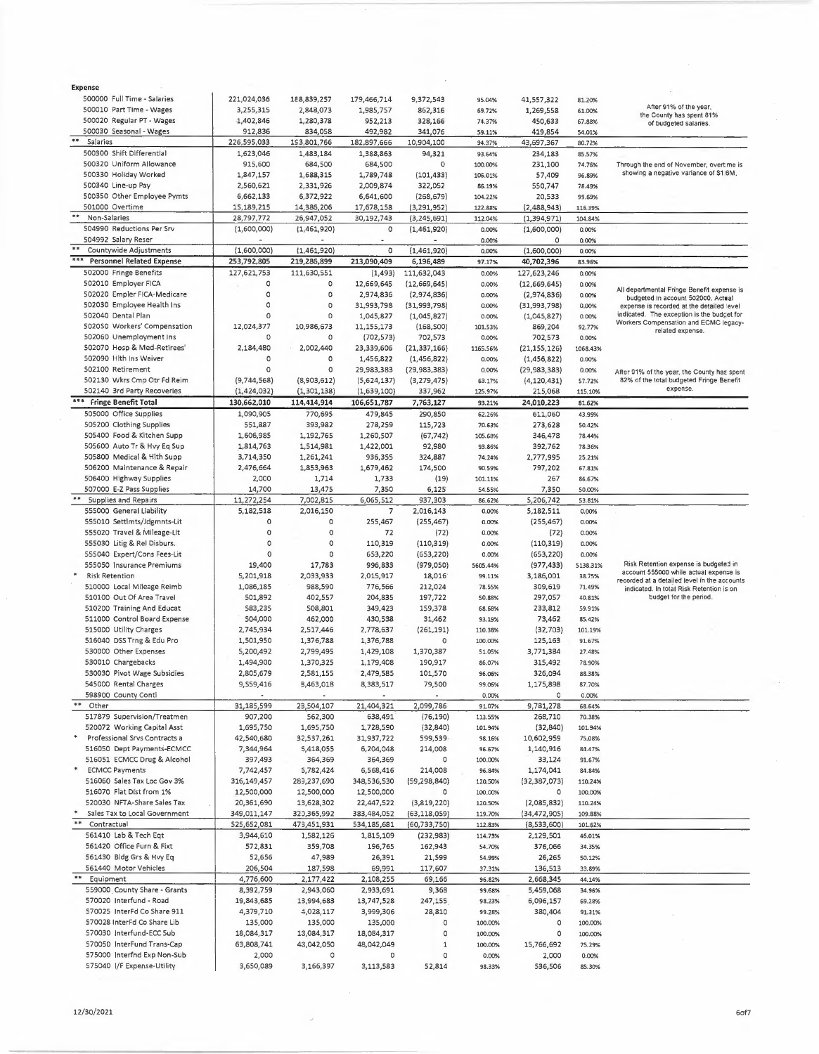**Expense**

| | | | | | | | | |
|---|---|---|---|---|---|---|---|---|
| 500000 Full Time - Salaries | 221,024,036 | 188,839,257 | 179,466,714 | 9,372,543 | 95.04% | 41,557,322 | 81.20% | After 91% of the year, the County has spent 81% of budgeted salaries. |
| 500010 Part Time - Wages | 3,255,315 | 2,848,073 | 1,985,757 | 862,316 | 69.72% | 1,269,558 | 61.00% | |
| 500020 Regular PT - Wages | 1,402,846 | 1,280,378 | 952,213 | 328,166 | 74.37% | 450,633 | 67.88% | |
| 500030 Seasonal - Wages | 912,836 | 834,058 | 492,982 | 341,076 | 59.11% | 419,854 | 54.01% | |
| ** Salaries | 226,595,033 | 193,801,766 | 182,897,666 | 10,904,100 | 94.37% | 43,697,367 | 80.72% | |
| 500300 Shift Differential | 1,623,046 | 1,483,184 | 1,388,863 | 94,321 | 93.64% | 234,183 | 85.57% | Through the end of November, overtime is showing a negative variance of $1.6M. |
| 500320 Uniform Allowance | 915,600 | 684,500 | 684,500 | 0 | 100.00% | 231,100 | 74.76% | |
| 500330 Holiday Worked | 1,847,157 | 1,688,315 | 1,789,748 | (101,433) | 106.01% | 57,409 | 96.89% | |
| 500340 Line-up Pay | 2,560,621 | 2,331,926 | 2,009,874 | 322,052 | 86.19% | 550,747 | 78.49% | |
| 500350 Other Employee Pymts | 6,662,133 | 6,372,922 | 6,641,600 | (268,679) | 104.22% | 20,533 | 99.69% | |
| 501000 Overtime | 15,189,215 | 14,386,206 | 17,678,158 | (3,291,952) | 122.88% | (2,488,943) | 116.39% | |
| ** Non-Salaries | 28,797,772 | 26,947,052 | 30,192,743 | (3,245,691) | 112.04% | (1,394,971) | 104.84% | |
| 504990 Reductions Per Srv | (1,600,000) | (1,461,920) | 0 | (1,461,920) | 0.00% | (1,600,000) | 0.00% | |
| 504992 Salary Reser | - | - | - | - | 0.00% | 0 | 0.00% | |
| ** Countywide Adjustments | (1,600,000) | (1,461,920) | 0 | (1,461,920) | 0.00% | (1,600,000) | 0.00% | |
| *** Personnel Related Expense | 253,792,805 | 219,286,899 | 213,090,409 | 6,196,489 | 97.17% | 40,702,396 | 83.96% | |
| 502000 Fringe Benefits | 127,621,753 | 111,630,551 | (1,493) | 111,632,043 | 0.00% | 127,623,246 | 0.00% | All departmental Fringe Benefit expense is budgeted in account 502000. Actual expense is recorded at the detailed level indicated. The exception is the budget for Workers Compensation and ECMC legacy-related expense. |
| 502010 Employer FICA | 0 | 0 | 12,669,645 | (12,669,645) | 0.00% | (12,669,645) | 0.00% | |
| 502020 Empler FICA-Medicare | 0 | 0 | 2,974,836 | (2,974,836) | 0.00% | (2,974,836) | 0.00% | |
| 502030 Employee Health Ins | 0 | 0 | 31,993,798 | (31,993,798) | 0.00% | (31,993,798) | 0.00% | |
| 502040 Dental Plan | 0 | 0 | 1,045,827 | (1,045,827) | 0.00% | (1,045,827) | 0.00% | |
| 502050 Workers' Compensation | 12,024,377 | 10,986,673 | 11,155,173 | (168,500) | 101.53% | 869,204 | 92.77% | |
| 502060 Unemployment Ins | 0 | 0 | (702,573) | 702,573 | 0.00% | 702,573 | 0.00% | |
| 502070 Hosp & Med-Retirees' | 2,184,480 | 2,002,440 | 23,339,606 | (21,337,166) | 1165.56% | (21,155,126) | 1068.43% | |
| 502090 Hlth Ins Waiver | 0 | 0 | 1,456,822 | (1,456,822) | 0.00% | (1,456,822) | 0.00% | |
| 502100 Retirement | 0 | 0 | 29,983,383 | (29,983,383) | 0.00% | (29,983,383) | 0.00% | After 91% of the year, the County has spent 82% of the total budgeted Fringe Benefit expense. |
| 502130 Wkrs Cmp Otr Fd Reim | (9,744,568) | (8,903,612) | (5,624,137) | (3,279,475) | 63.17% | (4,120,431) | 57.72% | |
| 502140 3rd Party Recoveries | (1,424,032) | (1,301,138) | (1,639,100) | 337,962 | 125.97% | 215,068 | 115.10% | |
| *** Fringe Benefit Total | 130,662,010 | 114,414,914 | 106,651,787 | 7,763,127 | 93.21% | 24,010,223 | 81.62% | |
| 505000 Office Supplies | 1,090,905 | 770,695 | 479,845 | 290,850 | 62.26% | 611,060 | 43.99% | |
| 505200 Clothing Supplies | 551,887 | 393,982 | 278,259 | 115,723 | 70.63% | 273,628 | 50.42% | |
| 505400 Food & Kitchen Supp | 1,606,985 | 1,192,765 | 1,260,507 | (67,742) | 105.68% | 346,478 | 78.44% | |
| 505600 Auto Tr & Hvy Eq Sup | 1,814,763 | 1,514,981 | 1,422,001 | 92,980 | 93.86% | 392,762 | 78.36% | |
| 505800 Medical & Hlth Supp | 3,714,350 | 1,261,241 | 936,355 | 324,887 | 74.24% | 2,777,995 | 25.21% | |
| 506200 Maintenance & Repair | 2,476,664 | 1,853,963 | 1,679,462 | 174,500 | 90.59% | 797,202 | 67.81% | |
| 506400 Highway Supplies | 2,000 | 1,714 | 1,733 | (19) | 101.11% | 267 | 86.67% | |
| 507000 E-Z Pass Supplies | 14,700 | 13,475 | 7,350 | 6,125 | 54.55% | 7,350 | 50.00% | |
| ** Supplies and Repairs | 11,272,254 | 7,002,815 | 6,065,512 | 937,303 | 86.62% | 5,206,742 | 53.81% | |
| 555000 General Liability | 5,182,518 | 2,016,150 | 7 | 2,016,143 | 0.00% | 5,182,511 | 0.00% | Risk Retention expense is budgeted in account 555000 while actual expense is recorded at a detailed level in the accounts indicated. In total Risk Retention is on budget for the period. |
| 555010 Settlmts/Jdgmnts-Lit | 0 | 0 | 255,467 | (255,467) | 0.00% | (255,467) | 0.00% | |
| 555020 Travel & Mileage-Lit | 0 | 0 | 72 | (72) | 0.00% | (72) | 0.00% | |
| 555030 Litig & Rel Disburs. | 0 | 0 | 110,319 | (110,319) | 0.00% | (110,319) | 0.00% | |
| 555040 Expert/Cons Fees-Lit | 0 | 0 | 653,220 | (653,220) | 0.00% | (653,220) | 0.00% | |
| 555050 Insurance Premiums | 19,400 | 17,783 | 996,833 | (979,050) | 5605.44% | (977,433) | 5138.31% | |
| * Risk Retention | 5,201,918 | 2,033,933 | 2,015,917 | 18,016 | 99.11% | 3,186,001 | 38.75% | |
| 510000 Local Mileage Reimb | 1,086,185 | 988,590 | 776,566 | 212,024 | 78.55% | 309,619 | 71.49% | |
| 510100 Out Of Area Travel | 501,892 | 402,557 | 204,835 | 197,722 | 50.88% | 297,057 | 40.81% | |
| 510200 Training And Educat | 583,235 | 508,801 | 349,423 | 159,378 | 68.68% | 233,812 | 59.91% | |
| 511000 Control Board Expense | 504,000 | 462,000 | 430,538 | 31,462 | 93.19% | 73,462 | 85.42% | |
| 515000 Utility Charges | 2,745,934 | 2,517,446 | 2,778,637 | (261,191) | 110.38% | (32,703) | 101.19% | |
| 516040 DSS Trng & Edu Pro | 1,501,950 | 1,376,788 | 1,376,788 | 0 | 100.00% | 125,163 | 91.67% | |
| 530000 Other Expenses | 5,200,492 | 2,799,495 | 1,429,108 | 1,370,387 | 51.05% | 3,771,384 | 27.48% | |
| 530010 Chargebacks | 1,494,900 | 1,370,325 | 1,179,408 | 190,917 | 86.07% | 315,492 | 78.90% | |
| 530030 Pivot Wage Subsidies | 2,805,679 | 2,581,155 | 2,479,585 | 101,570 | 96.06% | 326,094 | 88.38% | |
| 545000 Rental Charges | 9,559,416 | 8,463,018 | 8,383,517 | 79,500 | 99.06% | 1,175,898 | 87.70% | |
| 598900 County Conti | - | - | - | - | 0.00% | 0 | 0.00% | |
| ** Other | 31,185,599 | 23,504,107 | 21,404,321 | 2,099,786 | 91.07% | 9,781,278 | 68.64% | |
| 517879 Supervision/Treatmen | 907,200 | 562,300 | 638,491 | (76,190) | 113.55% | 268,710 | 70.38% | |
| 520072 Working Capital Asst | 1,695,750 | 1,695,750 | 1,728,590 | (32,840) | 101.94% | (32,840) | 101.94% | |
| * Professional Srvs Contracts a | 42,540,680 | 32,537,261 | 31,937,722 | 599,539 | 98.16% | 10,602,959 | 75.08% | |
| 516050 Dept Payments-ECMCC | 7,344,964 | 5,418,055 | 6,204,048 | 214,008 | 96.67% | 1,140,916 | 84.47% | |
| 516051 ECMCC Drug & Alcohol | 397,493 | 364,369 | 364,369 | 0 | 100.00% | 33,124 | 91.67% | |
| * ECMCC Payments | 7,742,457 | 5,782,424 | 6,568,416 | 214,008 | 96.84% | 1,174,041 | 84.84% | |
| 516060 Sales Tax Loc Gov 3% | 316,149,457 | 289,237,690 | 348,536,530 | (59,298,840) | 120.50% | (32,387,073) | 110.24% | |
| 516070 Flat Dist from 1% | 12,500,000 | 12,500,000 | 12,500,000 | 0 | 100.00% | 0 | 100.00% | |
| 520030 NFTA-Share Sales Tax | 20,361,690 | 18,628,302 | 22,447,522 | (3,819,220) | 120.50% | (2,085,832) | 110.24% | |
| * Sales Tax to Local Government | 349,011,147 | 320,365,992 | 383,484,052 | (63,118,059) | 119.70% | (34,472,905) | 109.88% | |
| ** Contractual | 525,652,081 | 473,451,931 | 534,185,681 | (60,733,750) | 112.83% | (8,533,600) | 101.62% | |
| 561410 Lab & Tech Eqt | 3,944,610 | 1,582,126 | 1,815,109 | (232,983) | 114.73% | 2,129,501 | 46.01% | |
| 561420 Office Furn & Fixt | 572,831 | 359,708 | 196,765 | 162,943 | 54.70% | 376,066 | 34.35% | |
| 561430 Bldg Grs & Hvy Eq | 52,656 | 47,989 | 26,391 | 21,599 | 54.99% | 26,265 | 50.12% | |
| 561440 Motor Vehicles | 206,504 | 187,598 | 69,991 | 117,607 | 37.31% | 136,513 | 33.89% | |
| ** Equipment | 4,776,600 | 2,177,422 | 2,108,255 | 69,166 | 96.82% | 2,668,345 | 44.14% | |
| 559000 County Share - Grants | 8,392,759 | 2,943,060 | 2,933,691 | 9,368 | 99.68% | 5,459,068 | 34.96% | |
| 570020 Interfund - Road | 19,843,685 | 13,994,683 | 13,747,528 | 247,155 | 98.23% | 6,096,157 | 69.28% | |
| 570025 InterFd Co Share 911 | 4,379,710 | 4,028,117 | 3,999,306 | 28,810 | 99.28% | 380,404 | 91.31% | |
| 570028 InterFd Co Share Lib | 135,000 | 135,000 | 135,000 | 0 | 100.00% | 0 | 100.00% | |
| 570030 Interfund-ECC Sub | 18,084,317 | 18,084,317 | 18,084,317 | 0 | 100.00% | 0 | 100.00% | |
| 570050 InterFund Trans-Cap | 63,808,741 | 48,042,050 | 48,042,049 | 1 | 100.00% | 15,766,692 | 75.29% | |
| 575000 Interfnd Exp Non-Sub | 2,000 | 0 | 0 | 0 | 0.00% | 2,000 | 0.00% | |
| 575040 I/F Expense-Utility | 3,650,089 | 3,166,397 | 3,113,583 | 52,814 | 98.33% | 536,506 | 85.30% | |

12/30/2021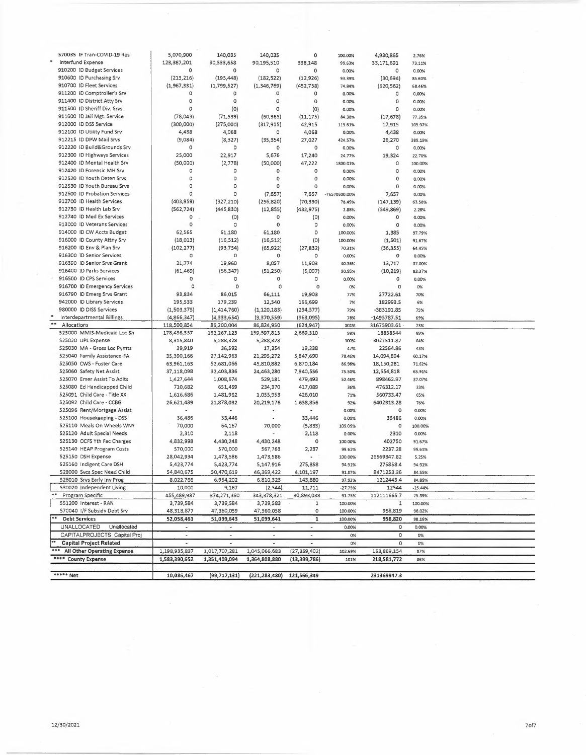| | | | | | | | |
|---|---|---|---|---|---|---|---|
| 570035 IF Tran-COVID-19 Res | 5,070,900 | 140,035 | 140,035 | 0 | 100.00% | 4,930,865 | 2.76% |
| * Interfund Expense | 123,367,201 | 90,533,658 | 90,195,510 | 338,148 | 99.63% | 33,171,691 | 73.11% |
| 910200 ID Budget Services | 0 | 0 | 0 | 0 | 0.00% | 0 | 0.00% |
| 910600 ID Purchasing Srv | (213,216) | (195,448) | (182,522) | (12,926) | 93.39% | (30,694) | 85.60% |
| 910700 ID Fleet Services | (1,967,331) | (1,799,527) | (1,346,769) | (452,758) | 74.84% | (620,562) | 68.46% |
| 911200 ID Comptroller's Srv | 0 | 0 | 0 | 0 | 0.00% | 0 | 0.00% |
| 911400 ID District Atty Srv | 0 | 0 | 0 | 0 | 0.00% | 0 | 0.00% |
| 911500 ID Sheriff Div. Srvs | 0 | (0) | 0 | (0) | 0.00% | 0 | 0.00% |
| 911600 ID Jail Mgt. Service | (78,043) | (71,539) | (60,365) | (11,175) | 84.38% | (17,678) | 77.35% |
| 912000 ID DSS Service | (300,000) | (275,000) | (317,915) | 42,915 | 115.61% | 17,915 | 105.97% |
| 912100 ID Utility Fund Srv | 4,438 | 4,068 | 0 | 4,068 | 0.00% | 4,438 | 0.00% |
| 912215 ID DPW Mail Srvs | (9,084) | (8,327) | (35,354) | 27,027 | 424.57% | 26,270 | 389.19% |
| 912220 ID Build&Grounds Srv | 0 | 0 | 0 | 0 | 0.00% | 0 | 0.00% |
| 912300 ID Highways Services | 25,000 | 22,917 | 5,676 | 17,240 | 24.77% | 19,324 | 22.70% |
| 912400 ID Mental Health Srv | (50,000) | (2,778) | (50,000) | 47,222 | 1800.01% | 0 | 100.00% |
| 912420 ID Forensic MH Srv | 0 | 0 | 0 | 0 | 0.00% | 0 | 0.00% |
| 912520 ID Youth Deten Srvs | 0 | 0 | 0 | 0 | 0.00% | 0 | 0.00% |
| 912530 ID Youth Bureau Srvs | 0 | 0 | 0 | 0 | 0.00% | 0 | 0.00% |
| 912600 ID Probation Services | 0 | 0 | (7,657) | 7,657 | -76570600.00% | 7,657 | 0.00% |
| 912700 ID Health Services | (403,959) | (327,210) | (256,820) | (70,390) | 78.49% | (147,139) | 63.58% |
| 912730 ID Health Lab Srv | (562,724) | (445,830) | (12,855) | (432,975) | 2.88% | (549,869) | 2.28% |
| 912740 ID Med Ex Services | 0 | (0) | 0 | (0) | 0.00% | 0 | 0.00% |
| 913000 ID Veterans Services | 0 | 0 | 0 | 0 | 0.00% | 0 | 0.00% |
| 914000 ID CW Accts Budget | 62,565 | 61,180 | 61,180 | 0 | 100.00% | 1,385 | 97.79% |
| 916000 ID County Attny Srv | (18,013) | (16,512) | (16,512) | (0) | 100.00% | (1,501) | 91.67% |
| 916200 ID Env & Plan Srv | (102,277) | (93,754) | (65,922) | (27,832) | 70.31% | (36,355) | 64.45% |
| 916300 ID Senior Services | 0 | 0 | 0 | 0 | 0.00% | 0 | 0.00% |
| 916390 ID Senior Srvs Grant | 21,774 | 19,960 | 8,057 | 11,903 | 40.36% | 13,717 | 37.00% |
| 916400 ID Parks Services | (61,469) | (56,347) | (51,250) | (5,097) | 90.95% | (10,219) | 83.37% |
| 916500 ID CPS Services | 0 | 0 | 0 | 0 | 0.00% | 0 | 0.00% |
| 916700 ID Emergency Services | 0 | 0 | 0 | 0 | 0% | 0 | 0% |
| 916790 ID Emerg Srvs Grant | 93,834 | 86,015 | 66,111 | 19,903 | 77% | 27722.61 | 70% |
| 942000 ID Library Services | 195,533 | 179,239 | 12,540 | 166,699 | 7% | 182993.5 | 6% |
| 980000 ID DISS Services | (1,503,375) | (1,414,760) | (1,120,183) | (294,577) | 79% | -383191.85 | 75% |
| * Interdepartmental Billings | (4,866,347) | (4,333,654) | (3,370,559) | (963,095) | 78% | -1495787.51 | 69% |
| ** Allocations | 118,500,854 | 86,200,004 | 86,824,950 | (624,947) | 101% | 31675903.61 | 73% |
| 525000 MMIS-Medicaid Loc Sh | 178,436,357 | 162,267,123 | 159,597,813 | 2,669,310 | 98% | 18838544 | 89% |
| 525020 UPL Expense | 8,315,840 | 5,288,328 | 5,288,328 | - | 100% | 3027511.87 | 64% |
| 525030 MA - Gross Loc Pymts | 39,919 | 36,592 | 17,354 | 19,238 | 47% | 22564.86 | 43% |
| 525040 Family Assistance-FA | 35,390,166 | 27,142,963 | 21,295,272 | 5,847,690 | 78.46% | 14,094,894 | 60.17% |
| 525050 CWS - Foster Care | 63,961,163 | 52,681,066 | 45,810,882 | 6,870,184 | 86.96% | 18,150,281 | 71.62% |
| 525060 Safety Net Assist | 37,118,098 | 32,403,836 | 24,463,280 | 7,940,556 | 75.50% | 12,654,818 | 65.91% |
| 525070 Emer Assist To Adlts | 1,427,644 | 1,008,674 | 529,181 | 479,493 | 52.46% | 898462.97 | 37.07% |
| 525080 Ed Handicapped Child | 710,682 | 651,459 | 234,370 | 417,089 | 36% | 476312.17 | 33% |
| 525091 Child Care - Title XX | 1,616,686 | 1,481,962 | 1,055,953 | 426,010 | 71% | 560733.47 | 65% |
| 525092 Child Care - CCBG | 26,621,489 | 21,878,032 | 20,219,176 | 1,658,856 | 92% | 6402313.28 | 76% |
| 525096 Rent/Mortgage Assist | - | - | - | - | 0.00% | 0 | 0.00% |
| 525100 Housekeeping - DSS | 36,486 | 33,446 | - | 33,446 | 0.00% | 36486 | 0.00% |
| 525110 Meals On Wheels WNY | 70,000 | 64,167 | 70,000 | (5,833) | 109.09% | 0 | 100.00% |
| 525120 Adult Special Needs | 2,310 | 2,118 | - | 2,118 | 0.00% | 2310 | 0.00% |
| 525130 OCFS Yth Fac Charges | 4,832,998 | 4,430,248 | 4,430,248 | 0 | 100.00% | 402750 | 91.67% |
| 525140 HEAP Program Costs | 570,000 | 570,000 | 567,763 | 2,237 | 99.61% | 2237.28 | 99.61% |
| 525150 DSH Expense | 28,042,934 | 1,473,586 | 1,473,586 | - | 100.00% | 26569347.82 | 5.25% |
| 525160 Indigent Care DSH | 5,423,774 | 5,423,774 | 5,147,916 | 275,858 | 94.91% | 275858.4 | 94.91% |
| 528000 Svcs Spec Need Child | 54,840,675 | 50,470,619 | 46,369,422 | 4,101,197 | 91.87% | 8471253.36 | 84.55% |
| 528010 Srvs Early Inv Prog | 8,022,766 | 6,954,202 | 6,810,323 | 143,880 | 97.93% | 1212443.4 | 84.89% |
| 530020 Independent Living | 10,000 | 9,167 | (2,544) | 11,711 | -27.75% | 12544 | -25.44% |
| ** Program Specific | 455,489,987 | 374,271,360 | 343,378,321 | 30,893,038 | 91.75% | 112111665.7 | 75.39% |
| 551200 Interest - RAN | 3,739,584 | 3,739,584 | 3,739,583 | 1 | 100.00% | 1 | 100.00% |
| 570040 I/F Subsidy Debt Srv | 48,318,877 | 47,360,059 | 47,360,058 | 0 | 100.00% | 958,819 | 98.02% |
| ** Debt Services | 52,058,461 | 51,099,643 | 51,099,641 | 1 | 100.00% | 958,820 | 98.16% |
| UNALLOCATED Unallocated | - | - | - | - | 0.00% | 0 | 0.00% |
| CAPITALPROJECTS Capital Proj | - | - | - | - | 0% | 0 | 0% |
| ** Capital Project Related | - | - | - | - | 0% | 0 | 0% |
| *** All Other Operating Expense | 1,198,935,837 | 1,017,707,281 | 1,045,066,683 | (27,359,402) | 102.69% | 153,869,154 | 87% |
| **** County Expense | 1,583,390,652 | 1,351,409,094 | 1,364,808,880 | (13,399,786) | 101% | 218,581,772 | 86% |
| ***** Net | 10,086,467 | (99,717,131) | (221,283,480) | 121,566,349 | | 231369947.3 | |

12/30/2021